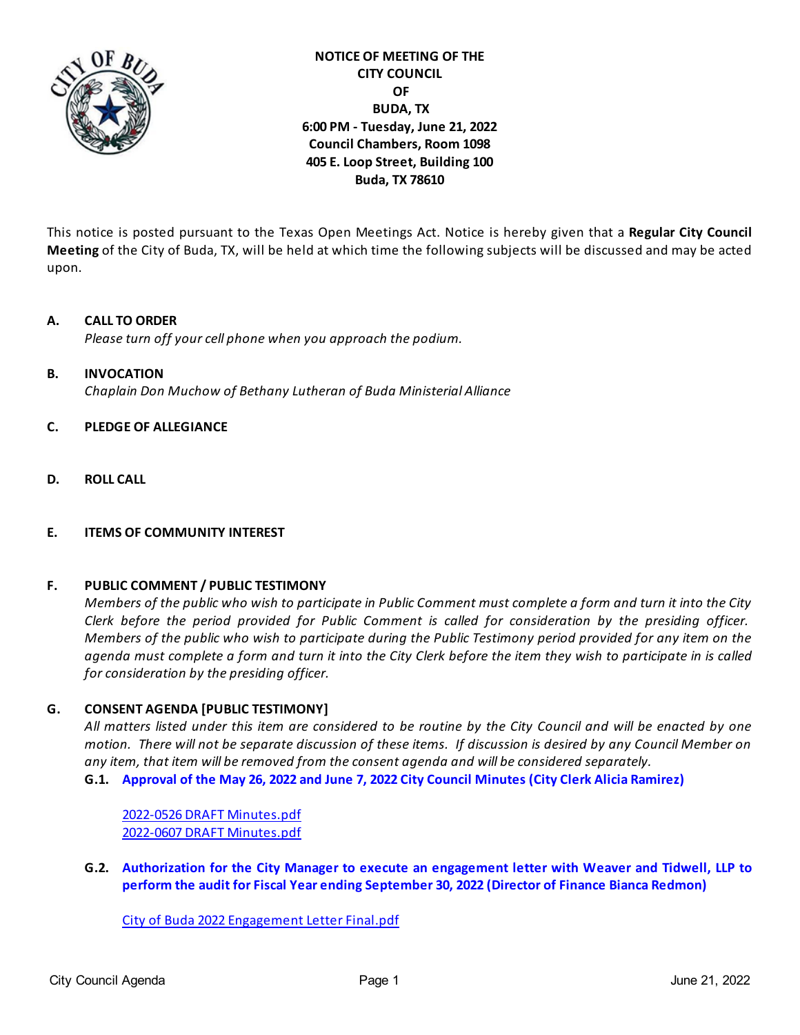**NOTICE OF MEETING OF THE CITY COUNCIL OF BUDA, TX**
**6:00 PM - Tuesday, June 21, 2022**
**Council Chambers, Room 1098**
**405 E. Loop Street, Building 100**
**Buda, TX 78610**

This notice is posted pursuant to the Texas Open Meetings Act. Notice is hereby given that a **Regular City Council Meeting** of the City of Buda, TX, will be held at which time the following subjects will be discussed and may be acted upon.

## A. CALL TO ORDER

*Please turn off your cell phone when you approach the podium.*

## B. INVOCATION

*Chaplain Don Muchow of Bethany Lutheran of Buda Ministerial Alliance*

## C. PLEDGE OF ALLEGIANCE

## D. ROLL CALL

## E. ITEMS OF COMMUNITY INTEREST

## F. PUBLIC COMMENT / PUBLIC TESTIMONY

*Members of the public who wish to participate in Public Comment must complete a form and turn it into the City Clerk before the period provided for Public Comment is called for consideration by the presiding officer. Members of the public who wish to participate during the Public Testimony period provided for any item on the agenda must complete a form and turn it into the City Clerk before the item they wish to participate in is called for consideration by the presiding officer.*

## G. CONSENT AGENDA [PUBLIC TESTIMONY]

*All matters listed under this item are considered to be routine by the City Council and will be enacted by one motion. There will not be separate discussion of these items. If discussion is desired by any Council Member on any item, that item will be removed from the consent agenda and will be considered separately.*

**G.1. Approval of the May 26, 2022 and June 7, 2022 City Council Minutes (City Clerk Alicia Ramirez)**

2022-0526 DRAFT Minutes.pdf
2022-0607 DRAFT Minutes.pdf

**G.2. Authorization for the City Manager to execute an engagement letter with Weaver and Tidwell, LLP to perform the audit for Fiscal Year ending September 30, 2022 (Director of Finance Bianca Redmon)**

City of Buda 2022 Engagement Letter Final.pdf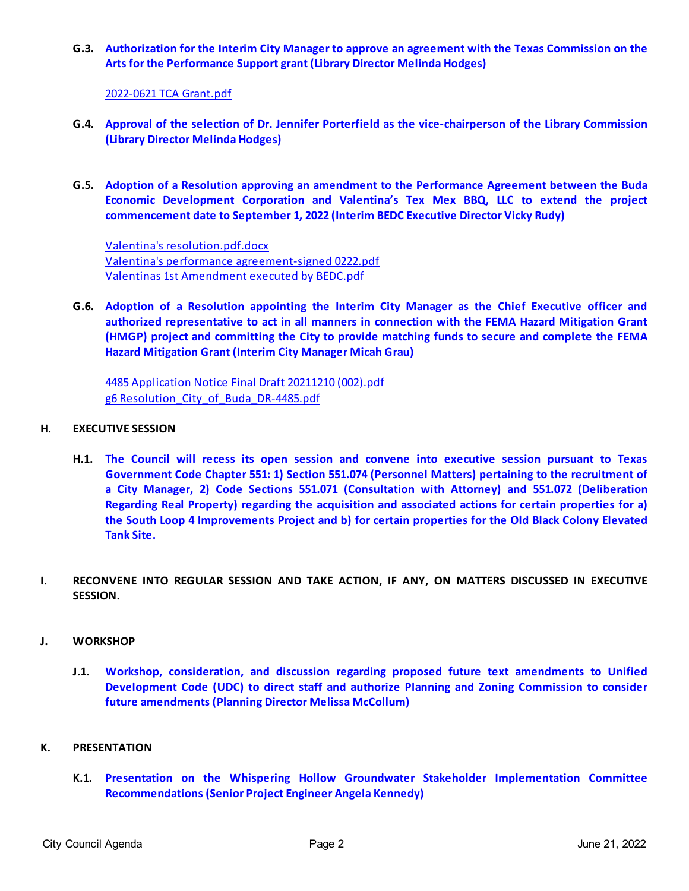**G.3.** **Authorization for the Interim City Manager to approve an agreement with the Texas Commission on the Arts for the Performance Support grant (Library Director Melinda Hodges)**

2022-0621 TCA Grant.pdf

**G.4.** **Approval of the selection of Dr. Jennifer Porterfield as the vice-chairperson of the Library Commission (Library Director Melinda Hodges)**

**G.5.** **Adoption of a Resolution approving an amendment to the Performance Agreement between the Buda Economic Development Corporation and Valentina's Tex Mex BBQ, LLC to extend the project commencement date to September 1, 2022 (Interim BEDC Executive Director Vicky Rudy)**

Valentina's resolution.pdf.docx
Valentina's performance agreement-signed 0222.pdf
Valentinas 1st Amendment executed by BEDC.pdf

**G.6.** **Adoption of a Resolution appointing the Interim City Manager as the Chief Executive officer and authorized representative to act in all manners in connection with the FEMA Hazard Mitigation Grant (HMGP) project and committing the City to provide matching funds to secure and complete the FEMA Hazard Mitigation Grant (Interim City Manager Micah Grau)**

4485 Application Notice Final Draft 20211210 (002).pdf
g6 Resolution_City_of_Buda_DR-4485.pdf

## H. EXECUTIVE SESSION

**H.1.** **The Council will recess its open session and convene into executive session pursuant to Texas Government Code Chapter 551: 1) Section 551.074 (Personnel Matters) pertaining to the recruitment of a City Manager, 2) Code Sections 551.071 (Consultation with Attorney) and 551.072 (Deliberation Regarding Real Property) regarding the acquisition and associated actions for certain properties for a) the South Loop 4 Improvements Project and b) for certain properties for the Old Black Colony Elevated Tank Site.**

## I. RECONVENE INTO REGULAR SESSION AND TAKE ACTION, IF ANY, ON MATTERS DISCUSSED IN EXECUTIVE SESSION.

## J. WORKSHOP

**J.1.** **Workshop, consideration, and discussion regarding proposed future text amendments to Unified Development Code (UDC) to direct staff and authorize Planning and Zoning Commission to consider future amendments (Planning Director Melissa McCollum)**

## K. PRESENTATION

**K.1.** **Presentation on the Whispering Hollow Groundwater Stakeholder Implementation Committee Recommendations (Senior Project Engineer Angela Kennedy)**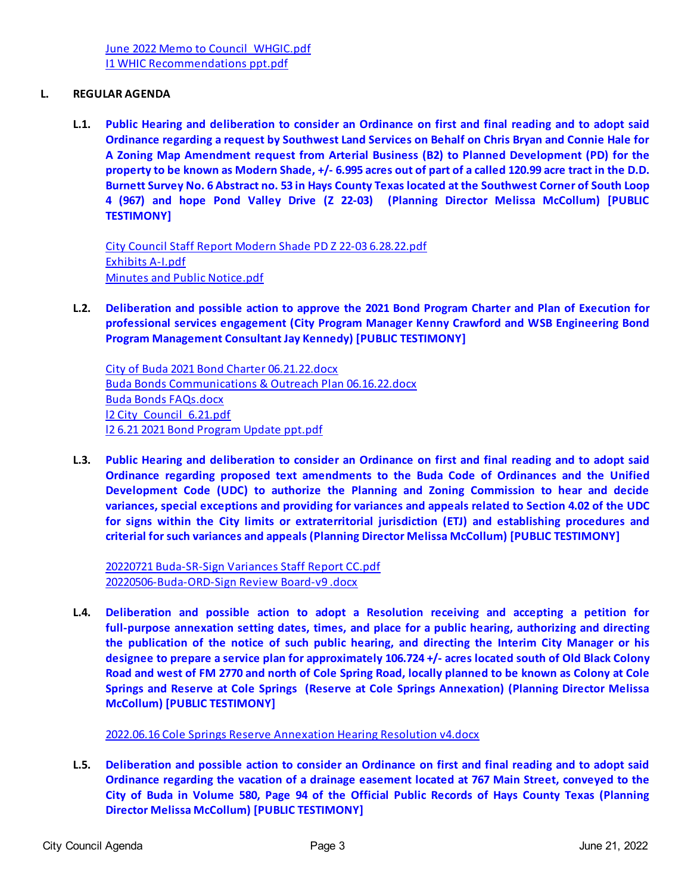June 2022 Memo to Council WHGIC.pdf
I1 WHIC Recommendations ppt.pdf

## L. REGULAR AGENDA

**L.1. Public Hearing and deliberation to consider an Ordinance on first and final reading and to adopt said Ordinance regarding a request by Southwest Land Services on Behalf on Chris Bryan and Connie Hale for A Zoning Map Amendment request from Arterial Business (B2) to Planned Development (PD) for the property to be known as Modern Shade, +/- 6.995 acres out of part of a called 120.99 acre tract in the D.D. Burnett Survey No. 6 Abstract no. 53 in Hays County Texas located at the Southwest Corner of South Loop 4 (967) and hope Pond Valley Drive (Z 22-03) (Planning Director Melissa McCollum) [PUBLIC TESTIMONY]**

City Council Staff Report Modern Shade PD Z 22-03 6.28.22.pdf
Exhibits A-I.pdf
Minutes and Public Notice.pdf

**L.2. Deliberation and possible action to approve the 2021 Bond Program Charter and Plan of Execution for professional services engagement (City Program Manager Kenny Crawford and WSB Engineering Bond Program Management Consultant Jay Kennedy) [PUBLIC TESTIMONY]**

City of Buda 2021 Bond Charter 06.21.22.docx
Buda Bonds Communications & Outreach Plan 06.16.22.docx
Buda Bonds FAQs.docx
l2 City Council 6.21.pdf
l2 6.21 2021 Bond Program Update ppt.pdf

**L.3. Public Hearing and deliberation to consider an Ordinance on first and final reading and to adopt said Ordinance regarding proposed text amendments to the Buda Code of Ordinances and the Unified Development Code (UDC) to authorize the Planning and Zoning Commission to hear and decide variances, special exceptions and providing for variances and appeals related to Section 4.02 of the UDC for signs within the City limits or extraterritorial jurisdiction (ETJ) and establishing procedures and criterial for such variances and appeals (Planning Director Melissa McCollum) [PUBLIC TESTIMONY]**

20220721 Buda-SR-Sign Variances Staff Report CC.pdf
20220506-Buda-ORD-Sign Review Board-v9 .docx

**L.4. Deliberation and possible action to adopt a Resolution receiving and accepting a petition for full-purpose annexation setting dates, times, and place for a public hearing, authorizing and directing the publication of the notice of such public hearing, and directing the Interim City Manager or his designee to prepare a service plan for approximately 106.724 +/- acres located south of Old Black Colony Road and west of FM 2770 and north of Cole Spring Road, locally planned to be known as Colony at Cole Springs and Reserve at Cole Springs (Reserve at Cole Springs Annexation) (Planning Director Melissa McCollum) [PUBLIC TESTIMONY]**

2022.06.16 Cole Springs Reserve Annexation Hearing Resolution v4.docx

**L.5. Deliberation and possible action to consider an Ordinance on first and final reading and to adopt said Ordinance regarding the vacation of a drainage easement located at 767 Main Street, conveyed to the City of Buda in Volume 580, Page 94 of the Official Public Records of Hays County Texas (Planning Director Melissa McCollum) [PUBLIC TESTIMONY]**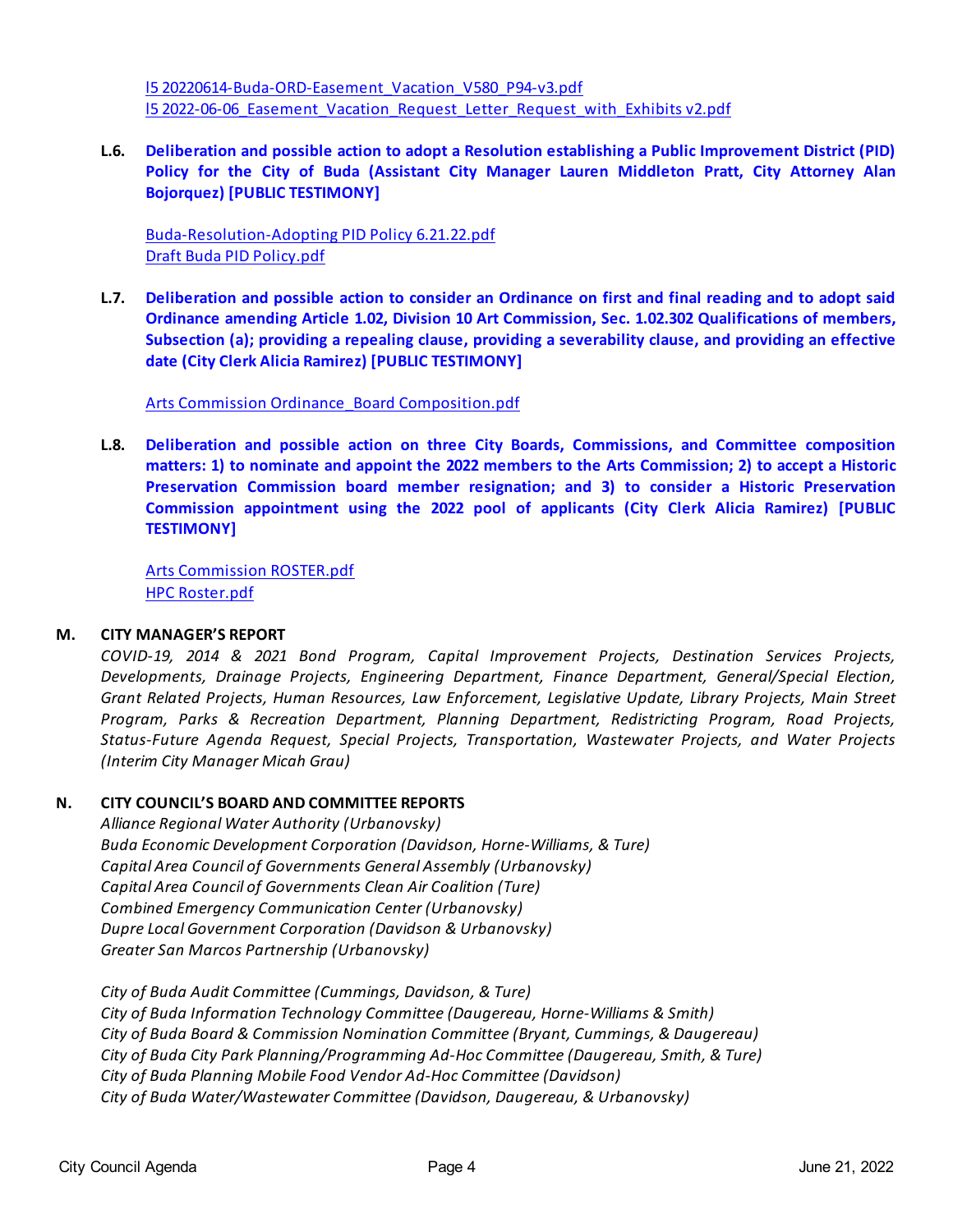l5 20220614-Buda-ORD-Easement_Vacation_V580_P94-v3.pdf
l5 2022-06-06_Easement_Vacation_Request_Letter_Request_with_Exhibits v2.pdf

**L.6. Deliberation and possible action to adopt a Resolution establishing a Public Improvement District (PID) Policy for the City of Buda (Assistant City Manager Lauren Middleton Pratt, City Attorney Alan Bojorquez) [PUBLIC TESTIMONY]**

Buda-Resolution-Adopting PID Policy 6.21.22.pdf
Draft Buda PID Policy.pdf

**L.7. Deliberation and possible action to consider an Ordinance on first and final reading and to adopt said Ordinance amending Article 1.02, Division 10 Art Commission, Sec. 1.02.302 Qualifications of members, Subsection (a); providing a repealing clause, providing a severability clause, and providing an effective date (City Clerk Alicia Ramirez) [PUBLIC TESTIMONY]**

Arts Commission Ordinance_Board Composition.pdf

**L.8. Deliberation and possible action on three City Boards, Commissions, and Committee composition matters: 1) to nominate and appoint the 2022 members to the Arts Commission; 2) to accept a Historic Preservation Commission board member resignation; and 3) to consider a Historic Preservation Commission appointment using the 2022 pool of applicants (City Clerk Alicia Ramirez) [PUBLIC TESTIMONY]**

Arts Commission ROSTER.pdf
HPC Roster.pdf

## M. CITY MANAGER'S REPORT

*COVID-19, 2014 & 2021 Bond Program, Capital Improvement Projects, Destination Services Projects, Developments, Drainage Projects, Engineering Department, Finance Department, General/Special Election, Grant Related Projects, Human Resources, Law Enforcement, Legislative Update, Library Projects, Main Street Program, Parks & Recreation Department, Planning Department, Redistricting Program, Road Projects, Status-Future Agenda Request, Special Projects, Transportation, Wastewater Projects, and Water Projects (Interim City Manager Micah Grau)*

## N. CITY COUNCIL'S BOARD AND COMMITTEE REPORTS

*Alliance Regional Water Authority (Urbanovsky)*
*Buda Economic Development Corporation (Davidson, Horne-Williams, & Ture)*
*Capital Area Council of Governments General Assembly (Urbanovsky)*
*Capital Area Council of Governments Clean Air Coalition (Ture)*
*Combined Emergency Communication Center (Urbanovsky)*
*Dupre Local Government Corporation (Davidson & Urbanovsky)*
*Greater San Marcos Partnership (Urbanovsky)*

*City of Buda Audit Committee (Cummings, Davidson, & Ture)*
*City of Buda Information Technology Committee (Daugereau, Horne-Williams & Smith)*
*City of Buda Board & Commission Nomination Committee (Bryant, Cummings, & Daugereau)*
*City of Buda City Park Planning/Programming Ad-Hoc Committee (Daugereau, Smith, & Ture)*
*City of Buda Planning Mobile Food Vendor Ad-Hoc Committee (Davidson)*
*City of Buda Water/Wastewater Committee (Davidson, Daugereau, & Urbanovsky)*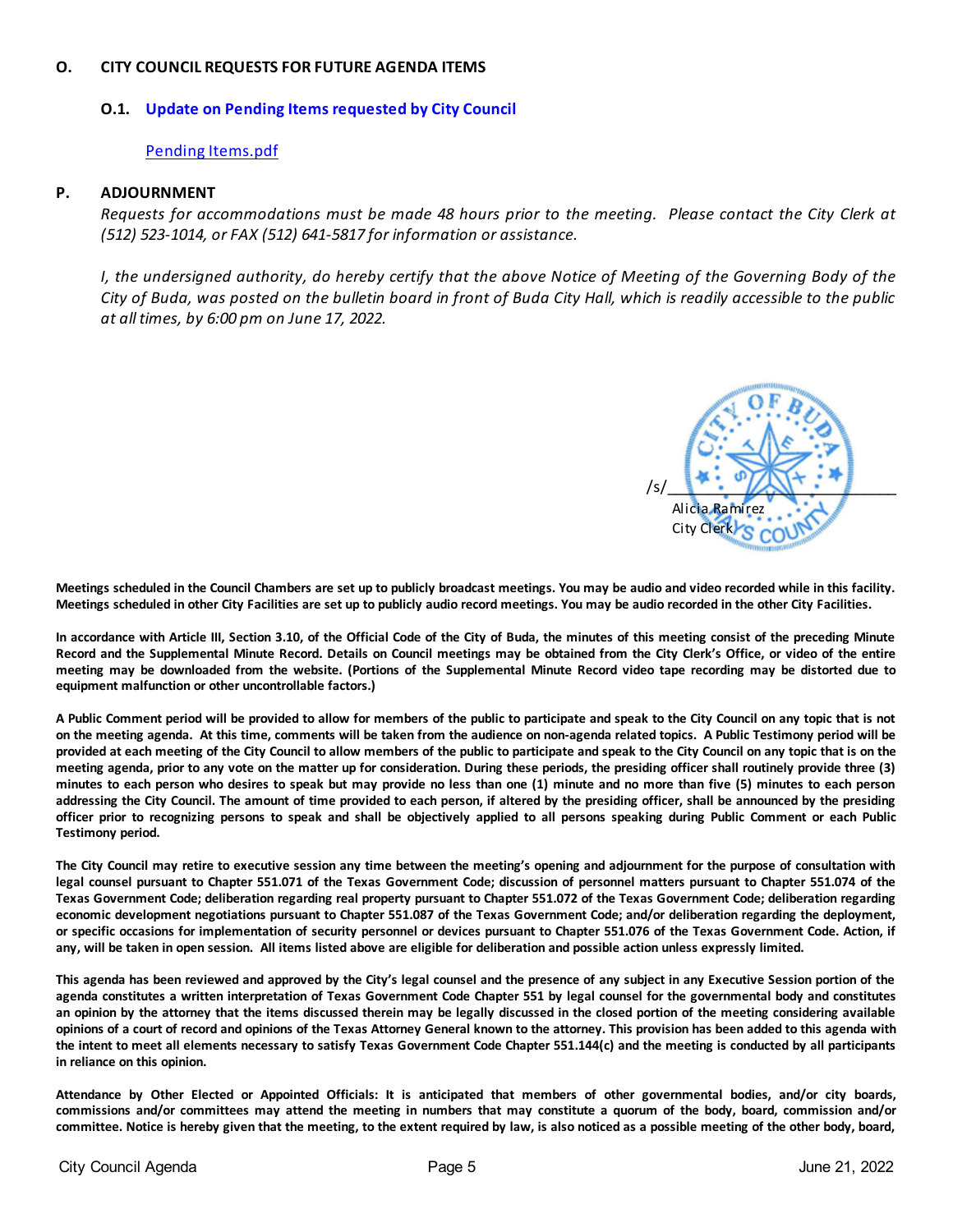## O. CITY COUNCIL REQUESTS FOR FUTURE AGENDA ITEMS

### O.1. Update on Pending Items requested by City Council

Pending Items.pdf

## P. ADJOURNMENT

*Requests for accommodations must be made 48 hours prior to the meeting. Please contact the City Clerk at (512) 523-1014, or FAX (512) 641-5817 for information or assistance.*

*I, the undersigned authority, do hereby certify that the above Notice of Meeting of the Governing Body of the City of Buda, was posted on the bulletin board in front of Buda City Hall, which is readily accessible to the public at all times, by 6:00 pm on June 17, 2022.*

/s/______________________
Alicia Ramirez
City Clerk

**Meetings scheduled in the Council Chambers are set up to publicly broadcast meetings. You may be audio and video recorded while in this facility. Meetings scheduled in other City Facilities are set up to publicly audio record meetings. You may be audio recorded in the other City Facilities.**

**In accordance with Article III, Section 3.10, of the Official Code of the City of Buda, the minutes of this meeting consist of the preceding Minute Record and the Supplemental Minute Record. Details on Council meetings may be obtained from the City Clerk's Office, or video of the entire meeting may be downloaded from the website. (Portions of the Supplemental Minute Record video tape recording may be distorted due to equipment malfunction or other uncontrollable factors.)**

**A Public Comment period will be provided to allow for members of the public to participate and speak to the City Council on any topic that is not on the meeting agenda. At this time, comments will be taken from the audience on non-agenda related topics. A Public Testimony period will be provided at each meeting of the City Council to allow members of the public to participate and speak to the City Council on any topic that is on the meeting agenda, prior to any vote on the matter up for consideration. During these periods, the presiding officer shall routinely provide three (3) minutes to each person who desires to speak but may provide no less than one (1) minute and no more than five (5) minutes to each person addressing the City Council. The amount of time provided to each person, if altered by the presiding officer, shall be announced by the presiding officer prior to recognizing persons to speak and shall be objectively applied to all persons speaking during Public Comment or each Public Testimony period.**

**The City Council may retire to executive session any time between the meeting's opening and adjournment for the purpose of consultation with legal counsel pursuant to Chapter 551.071 of the Texas Government Code; discussion of personnel matters pursuant to Chapter 551.074 of the Texas Government Code; deliberation regarding real property pursuant to Chapter 551.072 of the Texas Government Code; deliberation regarding economic development negotiations pursuant to Chapter 551.087 of the Texas Government Code; and/or deliberation regarding the deployment, or specific occasions for implementation of security personnel or devices pursuant to Chapter 551.076 of the Texas Government Code. Action, if any, will be taken in open session. All items listed above are eligible for deliberation and possible action unless expressly limited.**

**This agenda has been reviewed and approved by the City's legal counsel and the presence of any subject in any Executive Session portion of the agenda constitutes a written interpretation of Texas Government Code Chapter 551 by legal counsel for the governmental body and constitutes an opinion by the attorney that the items discussed therein may be legally discussed in the closed portion of the meeting considering available opinions of a court of record and opinions of the Texas Attorney General known to the attorney. This provision has been added to this agenda with the intent to meet all elements necessary to satisfy Texas Government Code Chapter 551.144(c) and the meeting is conducted by all participants in reliance on this opinion.**

**Attendance by Other Elected or Appointed Officials: It is anticipated that members of other governmental bodies, and/or city boards, commissions and/or committees may attend the meeting in numbers that may constitute a quorum of the body, board, commission and/or committee. Notice is hereby given that the meeting, to the extent required by law, is also noticed as a possible meeting of the other body, board,**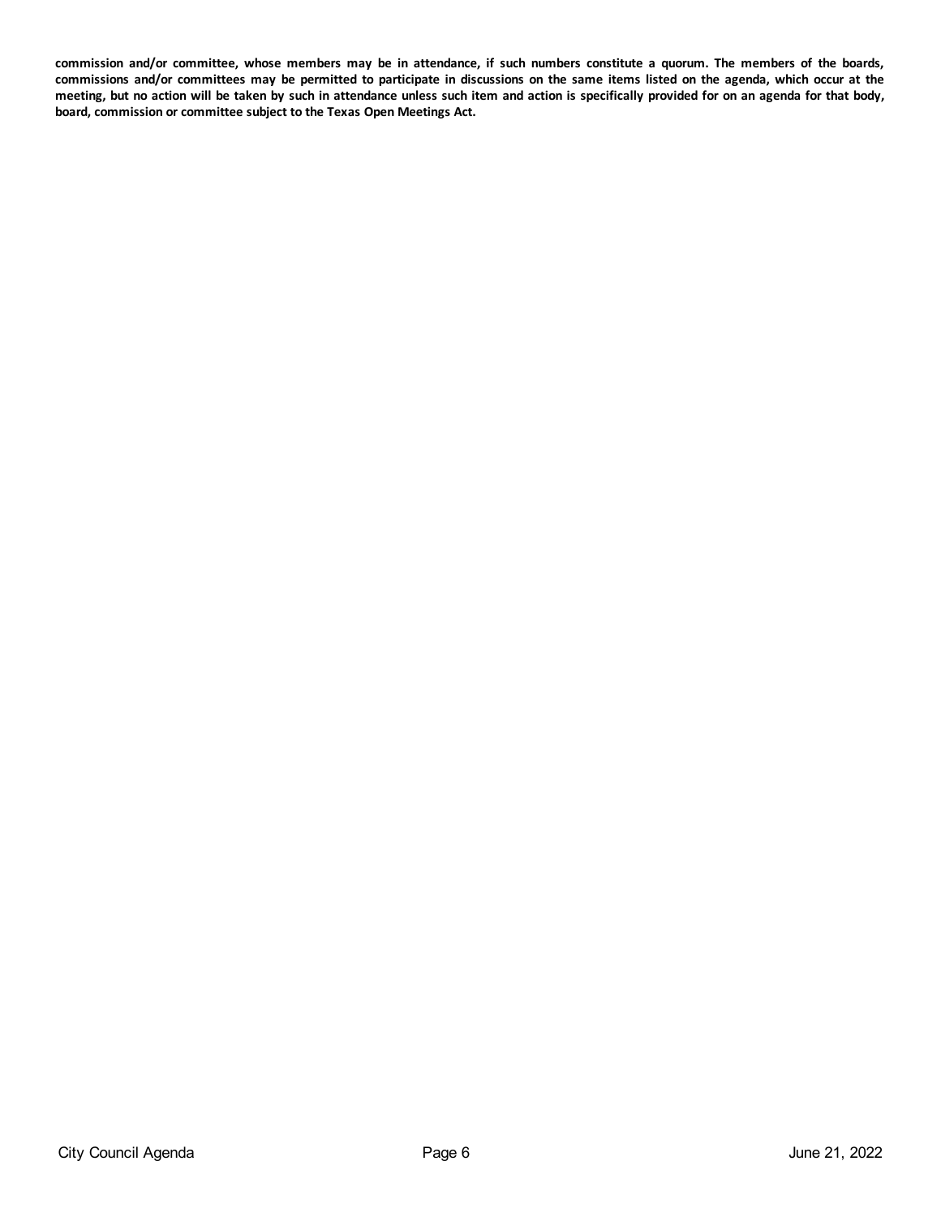**commission and/or committee, whose members may be in attendance, if such numbers constitute a quorum. The members of the boards, commissions and/or committees may be permitted to participate in discussions on the same items listed on the agenda, which occur at the meeting, but no action will be taken by such in attendance unless such item and action is specifically provided for on an agenda for that body, board, commission or committee subject to the Texas Open Meetings Act.**